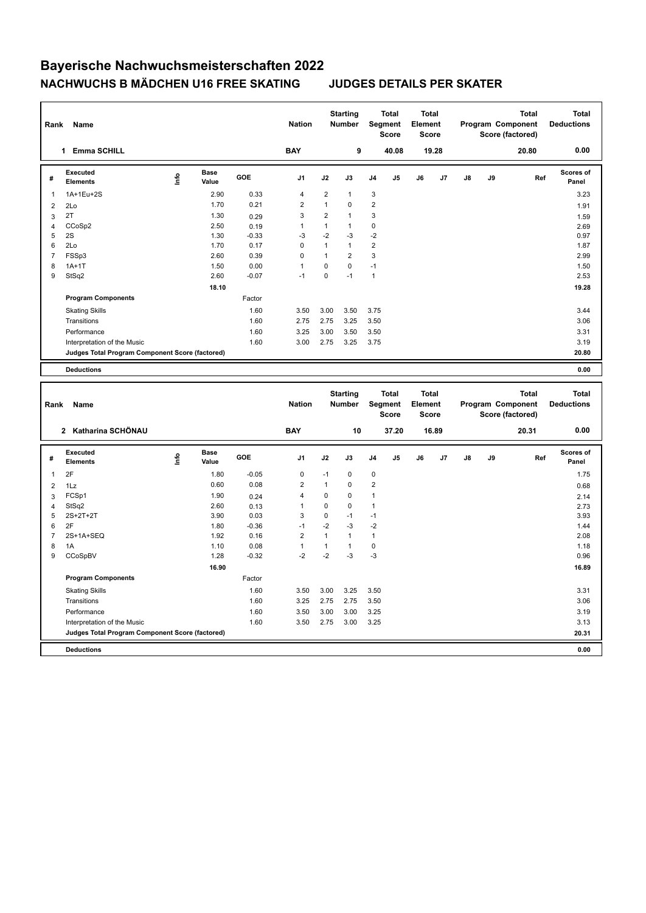# Bayerische Nachwuchsmeisterschaften 2022

## NACHWUCHS B MÄDCHEN U16 FREE SKATING JUDGES DETAILS PER SKATER

| Rank | Name | Nation | Starting Number | Total Segment Score | Total Element Score | Total Program Component Score (factored) | Total Deductions |
|---|---|---|---|---|---|---|---|
| 1 | Emma SCHILL | BAY | 9 | 40.08 | 19.28 | 20.80 | 0.00 |

| # | Executed Elements | Info | Base Value | GOE | J1 | J2 | J3 | J4 | J5 | J6 | J7 | J8 | J9 | Ref | Scores of Panel |
|---|---|---|---|---|---|---|---|---|---|---|---|---|---|---|---|
| 1 | 1A+1Eu+2S | | 2.90 | 0.33 | 4 | 2 | 1 | 3 | | | | | | | 3.23 |
| 2 | 2Lo | | 1.70 | 0.21 | 2 | 1 | 0 | 2 | | | | | | | 1.91 |
| 3 | 2T | | 1.30 | 0.29 | 3 | 2 | 1 | 3 | | | | | | | 1.59 |
| 4 | CCoSp2 | | 2.50 | 0.19 | 1 | 1 | 1 | 0 | | | | | | | 2.69 |
| 5 | 2S | | 1.30 | -0.33 | -3 | -2 | -3 | -2 | | | | | | | 0.97 |
| 6 | 2Lo | | 1.70 | 0.17 | 0 | 1 | 1 | 2 | | | | | | | 1.87 |
| 7 | FSSp3 | | 2.60 | 0.39 | 0 | 1 | 2 | 3 | | | | | | | 2.99 |
| 8 | 1A+1T | | 1.50 | 0.00 | 1 | 0 | 0 | -1 | | | | | | | 1.50 |
| 9 | StSq2 | | 2.60 | -0.07 | -1 | 0 | -1 | 1 | | | | | | | 2.53 |
| | | | 18.10 | | | | | | | | | | | | 19.28 |
| | **Program Components** | | | Factor | | | | | | | | | | | |
| | Skating Skills | | | 1.60 | 3.50 | 3.00 | 3.50 | 3.75 | | | | | | | 3.44 |
| | Transitions | | | 1.60 | 2.75 | 2.75 | 3.25 | 3.50 | | | | | | | 3.06 |
| | Performance | | | 1.60 | 3.25 | 3.00 | 3.50 | 3.50 | | | | | | | 3.31 |
| | Interpretation of the Music | | | 1.60 | 3.00 | 2.75 | 3.25 | 3.75 | | | | | | | 3.19 |
| | **Judges Total Program Component Score (factored)** | | | | | | | | | | | | | | 20.80 |
| | **Deductions** | | | | | | | | | | | | | | 0.00 |

| Rank | Name | Nation | Starting Number | Total Segment Score | Total Element Score | Total Program Component Score (factored) | Total Deductions |
|---|---|---|---|---|---|---|---|
| 2 | Katharina SCHÖNAU | BAY | 10 | 37.20 | 16.89 | 20.31 | 0.00 |

| # | Executed Elements | Info | Base Value | GOE | J1 | J2 | J3 | J4 | J5 | J6 | J7 | J8 | J9 | Ref | Scores of Panel |
|---|---|---|---|---|---|---|---|---|---|---|---|---|---|---|---|
| 1 | 2F | | 1.80 | -0.05 | 0 | -1 | 0 | 0 | | | | | | | 1.75 |
| 2 | 1Lz | | 0.60 | 0.08 | 2 | 1 | 0 | 2 | | | | | | | 0.68 |
| 3 | FCSp1 | | 1.90 | 0.24 | 4 | 0 | 0 | 1 | | | | | | | 2.14 |
| 4 | StSq2 | | 2.60 | 0.13 | 1 | 0 | 0 | 1 | | | | | | | 2.73 |
| 5 | 2S+2T+2T | | 3.90 | 0.03 | 3 | 0 | -1 | -1 | | | | | | | 3.93 |
| 6 | 2F | | 1.80 | -0.36 | -1 | -2 | -3 | -2 | | | | | | | 1.44 |
| 7 | 2S+1A+SEQ | | 1.92 | 0.16 | 2 | 1 | 1 | 1 | | | | | | | 2.08 |
| 8 | 1A | | 1.10 | 0.08 | 1 | 1 | 1 | 0 | | | | | | | 1.18 |
| 9 | CCoSpBV | | 1.28 | -0.32 | -2 | -2 | -3 | -3 | | | | | | | 0.96 |
| | | | 16.90 | | | | | | | | | | | | 16.89 |
| | **Program Components** | | | Factor | | | | | | | | | | | |
| | Skating Skills | | | 1.60 | 3.50 | 3.00 | 3.25 | 3.50 | | | | | | | 3.31 |
| | Transitions | | | 1.60 | 3.25 | 2.75 | 2.75 | 3.50 | | | | | | | 3.06 |
| | Performance | | | 1.60 | 3.50 | 3.00 | 3.00 | 3.25 | | | | | | | 3.19 |
| | Interpretation of the Music | | | 1.60 | 3.50 | 2.75 | 3.00 | 3.25 | | | | | | | 3.13 |
| | **Judges Total Program Component Score (factored)** | | | | | | | | | | | | | | 20.31 |
| | **Deductions** | | | | | | | | | | | | | | 0.00 |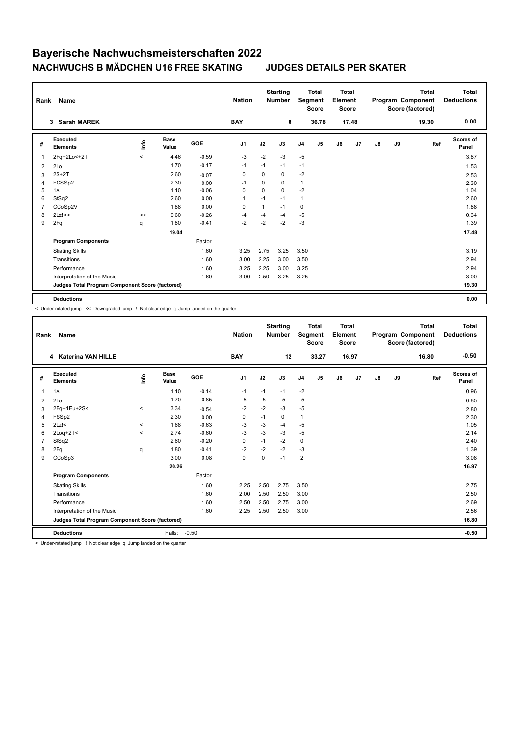# Bayerische Nachwuchsmeisterschaften 2022

## NACHWUCHS B MÄDCHEN U16 FREE SKATING JUDGES DETAILS PER SKATER

| Rank | Name | Nation | Starting Number | Total Segment Score | Total Element Score | Total Program Component Score (factored) | Total Deductions |
|---|---|---|---|---|---|---|---|
| 3 | Sarah MAREK | BAY | 8 | 36.78 | 17.48 | 19.30 | 0.00 |

| # | Executed Elements | Info | Base Value | GOE | J1 | J2 | J3 | J4 | J5 | J6 | J7 | J8 | J9 | Ref | Scores of Panel |
|---|---|---|---|---|---|---|---|---|---|---|---|---|---|---|---|
| 1 | 2Fq+2Lo<+2T | < | 4.46 | -0.59 | -3 | -2 | -3 | -5 | | | | | | | 3.87 |
| 2 | 2Lo | | 1.70 | -0.17 | -1 | -1 | -1 | -1 | | | | | | | 1.53 |
| 3 | 2S+2T | | 2.60 | -0.07 | 0 | 0 | 0 | -2 | | | | | | | 2.53 |
| 4 | FCSSp2 | | 2.30 | 0.00 | -1 | 0 | 0 | 1 | | | | | | | 2.30 |
| 5 | 1A | | 1.10 | -0.06 | 0 | 0 | 0 | -2 | | | | | | | 1.04 |
| 6 | StSq2 | | 2.60 | 0.00 | 1 | -1 | -1 | 1 | | | | | | | 2.60 |
| 7 | CCoSp2V | | 1.88 | 0.00 | 0 | 1 | -1 | 0 | | | | | | | 1.88 |
| 8 | 2Lz!<< | << | 0.60 | -0.26 | -4 | -4 | -4 | -5 | | | | | | | 0.34 |
| 9 | 2Fq | q | 1.80 | -0.41 | -2 | -2 | -2 | -3 | | | | | | | 1.39 |
| | | | 19.04 | | | | | | | | | | | | 17.48 |
| | **Program Components** | | | Factor | | | | | | | | | | | |
| | Skating Skills | | | 1.60 | 3.25 | 2.75 | 3.25 | 3.50 | | | | | | | 3.19 |
| | Transitions | | | 1.60 | 3.00 | 2.25 | 3.00 | 3.50 | | | | | | | 2.94 |
| | Performance | | | 1.60 | 3.25 | 2.25 | 3.00 | 3.25 | | | | | | | 2.94 |
| | Interpretation of the Music | | | 1.60 | 3.00 | 2.50 | 3.25 | 3.25 | | | | | | | 3.00 |
| | **Judges Total Program Component Score (factored)** | | | | | | | | | | | | | | 19.30 |
| | **Deductions** | | | | | | | | | | | | | | 0.00 |

< Under-rotated jump << Downgraded jump ! Not clear edge q Jump landed on the quarter

| Rank | Name | Nation | Starting Number | Total Segment Score | Total Element Score | Total Program Component Score (factored) | Total Deductions |
|---|---|---|---|---|---|---|---|
| 4 | Katerina VAN HILLE | BAY | 12 | 33.27 | 16.97 | 16.80 | -0.50 |

| # | Executed Elements | Info | Base Value | GOE | J1 | J2 | J3 | J4 | J5 | J6 | J7 | J8 | J9 | Ref | Scores of Panel |
|---|---|---|---|---|---|---|---|---|---|---|---|---|---|---|---|
| 1 | 1A | | 1.10 | -0.14 | -1 | -1 | -1 | -2 | | | | | | | 0.96 |
| 2 | 2Lo | | 1.70 | -0.85 | -5 | -5 | -5 | -5 | | | | | | | 0.85 |
| 3 | 2Fq+1Eu+2S< | < | 3.34 | -0.54 | -2 | -2 | -3 | -5 | | | | | | | 2.80 |
| 4 | FSSp2 | | 2.30 | 0.00 | 0 | -1 | 0 | 1 | | | | | | | 2.30 |
| 5 | 2Lz!< | < | 1.68 | -0.63 | -3 | -3 | -4 | -5 | | | | | | | 1.05 |
| 6 | 2Loq+2T< | < | 2.74 | -0.60 | -3 | -3 | -3 | -5 | | | | | | | 2.14 |
| 7 | StSq2 | | 2.60 | -0.20 | 0 | -1 | -2 | 0 | | | | | | | 2.40 |
| 8 | 2Fq | q | 1.80 | -0.41 | -2 | -2 | -2 | -3 | | | | | | | 1.39 |
| 9 | CCoSp3 | | 3.00 | 0.08 | 0 | 0 | -1 | 2 | | | | | | | 3.08 |
| | | | 20.26 | | | | | | | | | | | | 16.97 |
| | **Program Components** | | | Factor | | | | | | | | | | | |
| | Skating Skills | | | 1.60 | 2.25 | 2.50 | 2.75 | 3.50 | | | | | | | 2.75 |
| | Transitions | | | 1.60 | 2.00 | 2.50 | 2.50 | 3.00 | | | | | | | 2.50 |
| | Performance | | | 1.60 | 2.50 | 2.50 | 2.75 | 3.00 | | | | | | | 2.69 |
| | Interpretation of the Music | | | 1.60 | 2.25 | 2.50 | 2.50 | 3.00 | | | | | | | 2.56 |
| | **Judges Total Program Component Score (factored)** | | | | | | | | | | | | | | 16.80 |
| | **Deductions** | | Falls: | -0.50 | | | | | | | | | | | -0.50 |

< Under-rotated jump ! Not clear edge q Jump landed on the quarter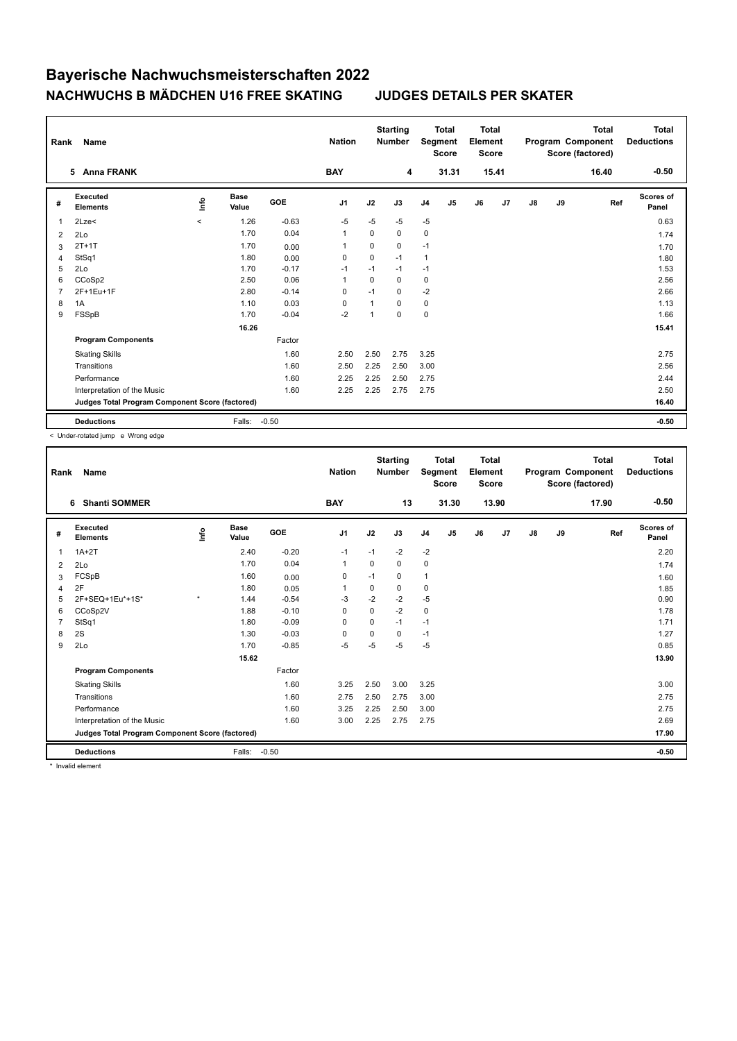# Bayerische Nachwuchsmeisterschaften 2022

## NACHWUCHS B MÄDCHEN U16 FREE SKATING — JUDGES DETAILS PER SKATER

| Rank | Name | Nation | Starting Number | Total Segment Score | Total Element Score | Total Program Component Score (factored) | Total Deductions |
|---|---|---|---|---|---|---|---|
| 5 | Anna FRANK | BAY | 4 | 31.31 | 15.41 | 16.40 | -0.50 |

| # | Executed Elements | Info | Base Value | GOE | J1 | J2 | J3 | J4 | J5 | J6 | J7 | J8 | J9 | Ref | Scores of Panel |
|---|---|---|---|---|---|---|---|---|---|---|---|---|---|---|---|
| 1 | 2Lze< | < | 1.26 | -0.63 | -5 | -5 | -5 | -5 | | | | | | | 0.63 |
| 2 | 2Lo | | 1.70 | 0.04 | 1 | 0 | 0 | 0 | | | | | | | 1.74 |
| 3 | 2T+1T | | 1.70 | 0.00 | 1 | 0 | 0 | -1 | | | | | | | 1.70 |
| 4 | StSq1 | | 1.80 | 0.00 | 0 | 0 | -1 | 1 | | | | | | | 1.80 |
| 5 | 2Lo | | 1.70 | -0.17 | -1 | -1 | -1 | -1 | | | | | | | 1.53 |
| 6 | CCoSp2 | | 2.50 | 0.06 | 1 | 0 | 0 | 0 | | | | | | | 2.56 |
| 7 | 2F+1Eu+1F | | 2.80 | -0.14 | 0 | -1 | 0 | -2 | | | | | | | 2.66 |
| 8 | 1A | | 1.10 | 0.03 | 0 | 1 | 0 | 0 | | | | | | | 1.13 |
| 9 | FSSpB | | 1.70 | -0.04 | -2 | 1 | 0 | 0 | | | | | | | 1.66 |
| | | | 16.26 | | | | | | | | | | | | 15.41 |
| | **Program Components** | | | Factor | | | | | | | | | | | |
| | Skating Skills | | | 1.60 | 2.50 | 2.50 | 2.75 | 3.25 | | | | | | | 2.75 |
| | Transitions | | | 1.60 | 2.50 | 2.25 | 2.50 | 3.00 | | | | | | | 2.56 |
| | Performance | | | 1.60 | 2.25 | 2.25 | 2.50 | 2.75 | | | | | | | 2.44 |
| | Interpretation of the Music | | | 1.60 | 2.25 | 2.25 | 2.75 | 2.75 | | | | | | | 2.50 |
| | **Judges Total Program Component Score (factored)** | | | | | | | | | | | | | | 16.40 |
| | **Deductions** | | Falls: | -0.50 | | | | | | | | | | | -0.50 |

< Under-rotated jump e Wrong edge

| Rank | Name | Nation | Starting Number | Total Segment Score | Total Element Score | Total Program Component Score (factored) | Total Deductions |
|---|---|---|---|---|---|---|---|
| 6 | Shanti SOMMER | BAY | 13 | 31.30 | 13.90 | 17.90 | -0.50 |

| # | Executed Elements | Info | Base Value | GOE | J1 | J2 | J3 | J4 | J5 | J6 | J7 | J8 | J9 | Ref | Scores of Panel |
|---|---|---|---|---|---|---|---|---|---|---|---|---|---|---|---|
| 1 | 1A+2T | | 2.40 | -0.20 | -1 | -1 | -2 | -2 | | | | | | | 2.20 |
| 2 | 2Lo | | 1.70 | 0.04 | 1 | 0 | 0 | 0 | | | | | | | 1.74 |
| 3 | FCSpB | | 1.60 | 0.00 | 0 | -1 | 0 | 1 | | | | | | | 1.60 |
| 4 | 2F | | 1.80 | 0.05 | 1 | 0 | 0 | 0 | | | | | | | 1.85 |
| 5 | 2F+SEQ+1Eu*+1S* | * | 1.44 | -0.54 | -3 | -2 | -2 | -5 | | | | | | | 0.90 |
| 6 | CCoSp2V | | 1.88 | -0.10 | 0 | 0 | -2 | 0 | | | | | | | 1.78 |
| 7 | StSq1 | | 1.80 | -0.09 | 0 | 0 | -1 | -1 | | | | | | | 1.71 |
| 8 | 2S | | 1.30 | -0.03 | 0 | 0 | 0 | -1 | | | | | | | 1.27 |
| 9 | 2Lo | | 1.70 | -0.85 | -5 | -5 | -5 | -5 | | | | | | | 0.85 |
| | | | 15.62 | | | | | | | | | | | | 13.90 |
| | **Program Components** | | | Factor | | | | | | | | | | | |
| | Skating Skills | | | 1.60 | 3.25 | 2.50 | 3.00 | 3.25 | | | | | | | 3.00 |
| | Transitions | | | 1.60 | 2.75 | 2.50 | 2.75 | 3.00 | | | | | | | 2.75 |
| | Performance | | | 1.60 | 3.25 | 2.25 | 2.50 | 3.00 | | | | | | | 2.75 |
| | Interpretation of the Music | | | 1.60 | 3.00 | 2.25 | 2.75 | 2.75 | | | | | | | 2.69 |
| | **Judges Total Program Component Score (factored)** | | | | | | | | | | | | | | 17.90 |
| | **Deductions** | | Falls: | -0.50 | | | | | | | | | | | -0.50 |

* Invalid element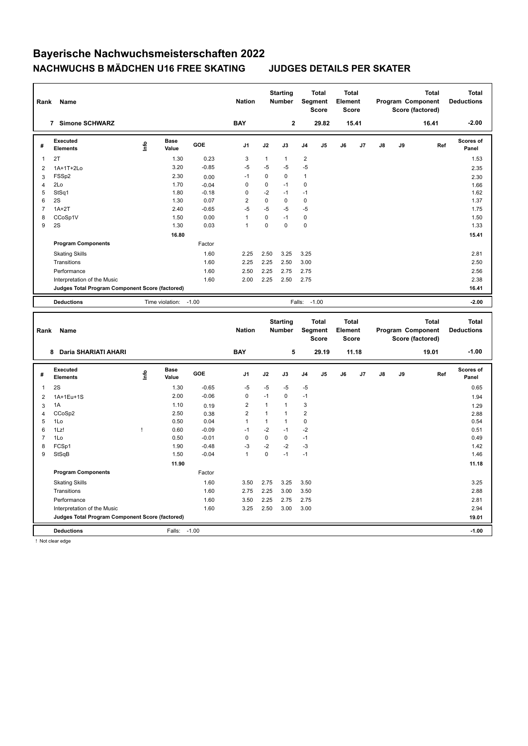# Bayerische Nachwuchsmeisterschaften 2022

## NACHWUCHS B MÄDCHEN U16 FREE SKATING    JUDGES DETAILS PER SKATER

| Rank | Name | Nation | Starting Number | Total Segment Score | Total Element Score | Total Program Component Score (factored) | Total Deductions |
|---|---|---|---|---|---|---|---|
| 7 | Simone SCHWARZ | BAY | 2 | 29.82 | 15.41 | 16.41 | -2.00 |

| # | Executed Elements | Info | Base Value | GOE | J1 | J2 | J3 | J4 | J5 | J6 | J7 | J8 | J9 | Ref | Scores of Panel |
|---|---|---|---|---|---|---|---|---|---|---|---|---|---|---|---|
| 1 | 2T | | 1.30 | 0.23 | 3 | 1 | 1 | 2 | | | | | | | 1.53 |
| 2 | 1A+1T+2Lo | | 3.20 | -0.85 | -5 | -5 | -5 | -5 | | | | | | | 2.35 |
| 3 | FSSp2 | | 2.30 | 0.00 | -1 | 0 | 0 | 1 | | | | | | | 2.30 |
| 4 | 2Lo | | 1.70 | -0.04 | 0 | 0 | -1 | 0 | | | | | | | 1.66 |
| 5 | StSq1 | | 1.80 | -0.18 | 0 | -2 | -1 | -1 | | | | | | | 1.62 |
| 6 | 2S | | 1.30 | 0.07 | 2 | 0 | 0 | 0 | | | | | | | 1.37 |
| 7 | 1A+2T | | 2.40 | -0.65 | -5 | -5 | -5 | -5 | | | | | | | 1.75 |
| 8 | CCoSp1V | | 1.50 | 0.00 | 1 | 0 | -1 | 0 | | | | | | | 1.50 |
| 9 | 2S | | 1.30 | 0.03 | 1 | 0 | 0 | 0 | | | | | | | 1.33 |
| | | | 16.80 | | | | | | | | | | | | 15.41 |
| | **Program Components** | | | Factor | | | | | | | | | | | |
| | Skating Skills | | | 1.60 | 2.25 | 2.50 | 3.25 | 3.25 | | | | | | | 2.81 |
| | Transitions | | | 1.60 | 2.25 | 2.25 | 2.50 | 3.00 | | | | | | | 2.50 |
| | Performance | | | 1.60 | 2.50 | 2.25 | 2.75 | 2.75 | | | | | | | 2.56 |
| | Interpretation of the Music | | | 1.60 | 2.00 | 2.25 | 2.50 | 2.75 | | | | | | | 2.38 |
| | **Judges Total Program Component Score (factored)** | | | | | | | | | | | | | | 16.41 |
| | **Deductions** | | Time violation: | -1.00 | | | Falls: | -1.00 | | | | | | | -2.00 |

| Rank | Name | Nation | Starting Number | Total Segment Score | Total Element Score | Total Program Component Score (factored) | Total Deductions |
|---|---|---|---|---|---|---|---|
| 8 | Daria SHARIATI AHARI | BAY | 5 | 29.19 | 11.18 | 19.01 | -1.00 |

| # | Executed Elements | Info | Base Value | GOE | J1 | J2 | J3 | J4 | J5 | J6 | J7 | J8 | J9 | Ref | Scores of Panel |
|---|---|---|---|---|---|---|---|---|---|---|---|---|---|---|---|
| 1 | 2S | | 1.30 | -0.65 | -5 | -5 | -5 | -5 | | | | | | | 0.65 |
| 2 | 1A+1Eu+1S | | 2.00 | -0.06 | 0 | -1 | 0 | -1 | | | | | | | 1.94 |
| 3 | 1A | | 1.10 | 0.19 | 2 | 1 | 1 | 3 | | | | | | | 1.29 |
| 4 | CCoSp2 | | 2.50 | 0.38 | 2 | 1 | 1 | 2 | | | | | | | 2.88 |
| 5 | 1Lo | | 0.50 | 0.04 | 1 | 1 | 1 | 0 | | | | | | | 0.54 |
| 6 | 1Lz! | ! | 0.60 | -0.09 | -1 | -2 | -1 | -2 | | | | | | | 0.51 |
| 7 | 1Lo | | 0.50 | -0.01 | 0 | 0 | 0 | -1 | | | | | | | 0.49 |
| 8 | FCSp1 | | 1.90 | -0.48 | -3 | -2 | -2 | -3 | | | | | | | 1.42 |
| 9 | StSqB | | 1.50 | -0.04 | 1 | 0 | -1 | -1 | | | | | | | 1.46 |
| | | | 11.90 | | | | | | | | | | | | 11.18 |
| | **Program Components** | | | Factor | | | | | | | | | | | |
| | Skating Skills | | | 1.60 | 3.50 | 2.75 | 3.25 | 3.50 | | | | | | | 3.25 |
| | Transitions | | | 1.60 | 2.75 | 2.25 | 3.00 | 3.50 | | | | | | | 2.88 |
| | Performance | | | 1.60 | 3.50 | 2.25 | 2.75 | 2.75 | | | | | | | 2.81 |
| | Interpretation of the Music | | | 1.60 | 3.25 | 2.50 | 3.00 | 3.00 | | | | | | | 2.94 |
| | **Judges Total Program Component Score (factored)** | | | | | | | | | | | | | | 19.01 |
| | **Deductions** | | Falls: | -1.00 | | | | | | | | | | | -1.00 |

! Not clear edge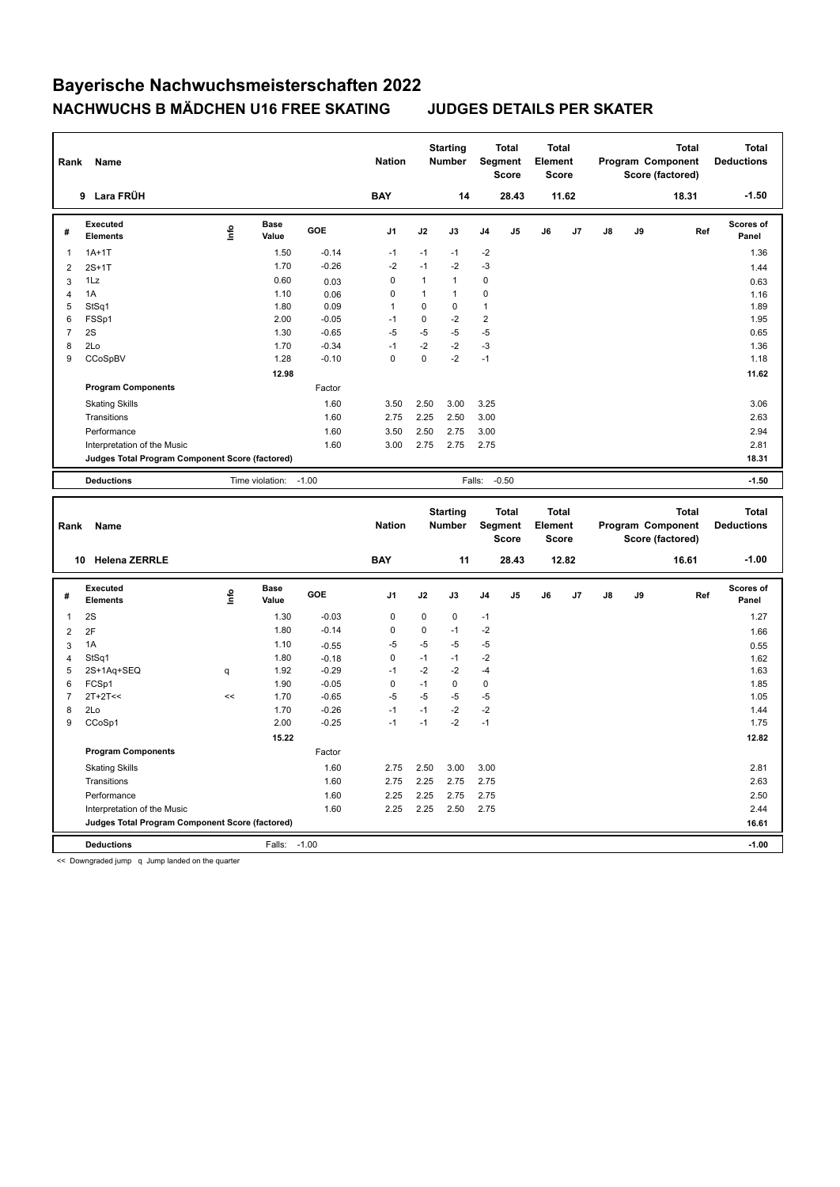# Bayerische Nachwuchsmeisterschaften 2022

## NACHWUCHS B MÄDCHEN U16 FREE SKATING JUDGES DETAILS PER SKATER

| Rank | Name | Nation | Starting Number | Total Segment Score | Total Element Score | Total Program Component Score (factored) | Total Deductions |
|---|---|---|---|---|---|---|---|
| 9 | Lara FRÜH | BAY | 14 | 28.43 | 11.62 | 18.31 | -1.50 |

| # | Executed Elements | Info | Base Value | GOE | J1 | J2 | J3 | J4 | J5 | J6 | J7 | J8 | J9 | Ref | Scores of Panel |
|---|---|---|---|---|---|---|---|---|---|---|---|---|---|---|---|
| 1 | 1A+1T | | 1.50 | -0.14 | -1 | -1 | -1 | -2 | | | | | | | 1.36 |
| 2 | 2S+1T | | 1.70 | -0.26 | -2 | -1 | -2 | -3 | | | | | | | 1.44 |
| 3 | 1Lz | | 0.60 | 0.03 | 0 | 1 | 1 | 0 | | | | | | | 0.63 |
| 4 | 1A | | 1.10 | 0.06 | 0 | 1 | 1 | 0 | | | | | | | 1.16 |
| 5 | StSq1 | | 1.80 | 0.09 | 1 | 0 | 0 | 1 | | | | | | | 1.89 |
| 6 | FSSp1 | | 2.00 | -0.05 | -1 | 0 | -2 | 2 | | | | | | | 1.95 |
| 7 | 2S | | 1.30 | -0.65 | -5 | -5 | -5 | -5 | | | | | | | 0.65 |
| 8 | 2Lo | | 1.70 | -0.34 | -1 | -2 | -2 | -3 | | | | | | | 1.36 |
| 9 | CCoSpBV | | 1.28 | -0.10 | 0 | 0 | -2 | -1 | | | | | | | 1.18 |
| | | | 12.98 | | | | | | | | | | | | 11.62 |
| | **Program Components** | | | Factor | | | | | | | | | | | |
| | Skating Skills | | | 1.60 | 3.50 | 2.50 | 3.00 | 3.25 | | | | | | | 3.06 |
| | Transitions | | | 1.60 | 2.75 | 2.25 | 2.50 | 3.00 | | | | | | | 2.63 |
| | Performance | | | 1.60 | 3.50 | 2.50 | 2.75 | 3.00 | | | | | | | 2.94 |
| | Interpretation of the Music | | | 1.60 | 3.00 | 2.75 | 2.75 | 2.75 | | | | | | | 2.81 |
| | **Judges Total Program Component Score (factored)** | | | | | | | | | | | | | | 18.31 |
| | **Deductions** | | Time violation: | -1.00 | | | Falls: | -0.50 | | | | | | | -1.50 |

| Rank | Name | Nation | Starting Number | Total Segment Score | Total Element Score | Total Program Component Score (factored) | Total Deductions |
|---|---|---|---|---|---|---|---|
| 10 | Helena ZERRLE | BAY | 11 | 28.43 | 12.82 | 16.61 | -1.00 |

| # | Executed Elements | Info | Base Value | GOE | J1 | J2 | J3 | J4 | J5 | J6 | J7 | J8 | J9 | Ref | Scores of Panel |
|---|---|---|---|---|---|---|---|---|---|---|---|---|---|---|---|
| 1 | 2S | | 1.30 | -0.03 | 0 | 0 | 0 | -1 | | | | | | | 1.27 |
| 2 | 2F | | 1.80 | -0.14 | 0 | 0 | -1 | -2 | | | | | | | 1.66 |
| 3 | 1A | | 1.10 | -0.55 | -5 | -5 | -5 | -5 | | | | | | | 0.55 |
| 4 | StSq1 | | 1.80 | -0.18 | 0 | -1 | -1 | -2 | | | | | | | 1.62 |
| 5 | 2S+1Aq+SEQ | q | 1.92 | -0.29 | -1 | -2 | -2 | -4 | | | | | | | 1.63 |
| 6 | FCSp1 | | 1.90 | -0.05 | 0 | -1 | 0 | 0 | | | | | | | 1.85 |
| 7 | 2T+2T<< | << | 1.70 | -0.65 | -5 | -5 | -5 | -5 | | | | | | | 1.05 |
| 8 | 2Lo | | 1.70 | -0.26 | -1 | -1 | -2 | -2 | | | | | | | 1.44 |
| 9 | CCoSp1 | | 2.00 | -0.25 | -1 | -1 | -2 | -1 | | | | | | | 1.75 |
| | | | 15.22 | | | | | | | | | | | | 12.82 |
| | **Program Components** | | | Factor | | | | | | | | | | | |
| | Skating Skills | | | 1.60 | 2.75 | 2.50 | 3.00 | 3.00 | | | | | | | 2.81 |
| | Transitions | | | 1.60 | 2.75 | 2.25 | 2.75 | 2.75 | | | | | | | 2.63 |
| | Performance | | | 1.60 | 2.25 | 2.25 | 2.75 | 2.75 | | | | | | | 2.50 |
| | Interpretation of the Music | | | 1.60 | 2.25 | 2.25 | 2.50 | 2.75 | | | | | | | 2.44 |
| | **Judges Total Program Component Score (factored)** | | | | | | | | | | | | | | 16.61 |
| | **Deductions** | | Falls: | -1.00 | | | | | | | | | | | -1.00 |

<< Downgraded jump q Jump landed on the quarter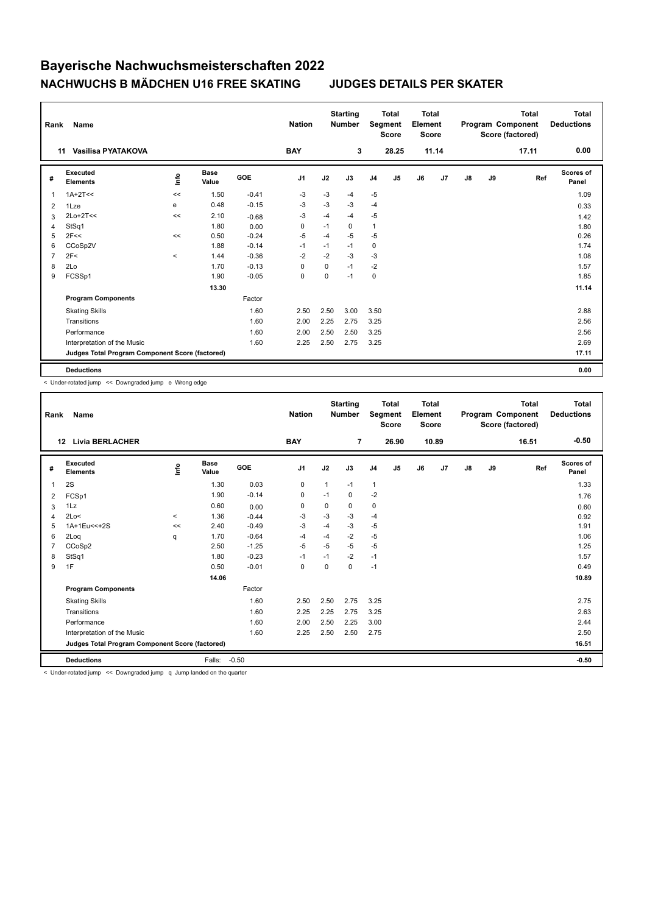# Bayerische Nachwuchsmeisterschaften 2022

## NACHWUCHS B MÄDCHEN U16 FREE SKATING JUDGES DETAILS PER SKATER

| Rank | Name | Nation | Starting Number | Total Segment Score | Total Element Score | Total Program Component Score (factored) | Total Deductions |
|---|---|---|---|---|---|---|---|
| 11 | Vasilisa PYATAKOVA | BAY | 3 | 28.25 | 11.14 | 17.11 | 0.00 |

| # | Executed Elements | Info | Base Value | GOE | J1 | J2 | J3 | J4 | J5 | J6 | J7 | J8 | J9 | Ref | Scores of Panel |
|---|---|---|---|---|---|---|---|---|---|---|---|---|---|---|---|
| 1 | 1A+2T<< | << | 1.50 | -0.41 | -3 | -3 | -4 | -5 | | | | | | | 1.09 |
| 2 | 1Lze | e | 0.48 | -0.15 | -3 | -3 | -3 | -4 | | | | | | | 0.33 |
| 3 | 2Lo+2T<< | << | 2.10 | -0.68 | -3 | -4 | -4 | -5 | | | | | | | 1.42 |
| 4 | StSq1 | | 1.80 | 0.00 | 0 | -1 | 0 | 1 | | | | | | | 1.80 |
| 5 | 2F<< | << | 0.50 | -0.24 | -5 | -4 | -5 | -5 | | | | | | | 0.26 |
| 6 | CCoSp2V | | 1.88 | -0.14 | -1 | -1 | -1 | 0 | | | | | | | 1.74 |
| 7 | 2F< | < | 1.44 | -0.36 | -2 | -2 | -3 | -3 | | | | | | | 1.08 |
| 8 | 2Lo | | 1.70 | -0.13 | 0 | 0 | -1 | -2 | | | | | | | 1.57 |
| 9 | FCSSp1 | | 1.90 | -0.05 | 0 | 0 | -1 | 0 | | | | | | | 1.85 |
| | | | 13.30 | | | | | | | | | | | | 11.14 |
| | **Program Components** | | | Factor | | | | | | | | | | | |
| | Skating Skills | | | 1.60 | 2.50 | 2.50 | 3.00 | 3.50 | | | | | | | 2.88 |
| | Transitions | | | 1.60 | 2.00 | 2.25 | 2.75 | 3.25 | | | | | | | 2.56 |
| | Performance | | | 1.60 | 2.00 | 2.50 | 2.50 | 3.25 | | | | | | | 2.56 |
| | Interpretation of the Music | | | 1.60 | 2.25 | 2.50 | 2.75 | 3.25 | | | | | | | 2.69 |
| | **Judges Total Program Component Score (factored)** | | | | | | | | | | | | | | 17.11 |
| | **Deductions** | | | | | | | | | | | | | | 0.00 |

< Under-rotated jump << Downgraded jump e Wrong edge

| Rank | Name | Nation | Starting Number | Total Segment Score | Total Element Score | Total Program Component Score (factored) | Total Deductions |
|---|---|---|---|---|---|---|---|
| 12 | Livia BERLACHER | BAY | 7 | 26.90 | 10.89 | 16.51 | -0.50 |

| # | Executed Elements | Info | Base Value | GOE | J1 | J2 | J3 | J4 | J5 | J6 | J7 | J8 | J9 | Ref | Scores of Panel |
|---|---|---|---|---|---|---|---|---|---|---|---|---|---|---|---|
| 1 | 2S | | 1.30 | 0.03 | 0 | 1 | -1 | 1 | | | | | | | 1.33 |
| 2 | FCSp1 | | 1.90 | -0.14 | 0 | -1 | 0 | -2 | | | | | | | 1.76 |
| 3 | 1Lz | | 0.60 | 0.00 | 0 | 0 | 0 | 0 | | | | | | | 0.60 |
| 4 | 2Lo< | < | 1.36 | -0.44 | -3 | -3 | -3 | -4 | | | | | | | 0.92 |
| 5 | 1A+1Eu<<+2S | << | 2.40 | -0.49 | -3 | -4 | -3 | -5 | | | | | | | 1.91 |
| 6 | 2Loq | q | 1.70 | -0.64 | -4 | -4 | -2 | -5 | | | | | | | 1.06 |
| 7 | CCoSp2 | | 2.50 | -1.25 | -5 | -5 | -5 | -5 | | | | | | | 1.25 |
| 8 | StSq1 | | 1.80 | -0.23 | -1 | -1 | -2 | -1 | | | | | | | 1.57 |
| 9 | 1F | | 0.50 | -0.01 | 0 | 0 | 0 | -1 | | | | | | | 0.49 |
| | | | 14.06 | | | | | | | | | | | | 10.89 |
| | **Program Components** | | | Factor | | | | | | | | | | | |
| | Skating Skills | | | 1.60 | 2.50 | 2.50 | 2.75 | 3.25 | | | | | | | 2.75 |
| | Transitions | | | 1.60 | 2.25 | 2.25 | 2.75 | 3.25 | | | | | | | 2.63 |
| | Performance | | | 1.60 | 2.00 | 2.50 | 2.25 | 3.00 | | | | | | | 2.44 |
| | Interpretation of the Music | | | 1.60 | 2.25 | 2.50 | 2.50 | 2.75 | | | | | | | 2.50 |
| | **Judges Total Program Component Score (factored)** | | | | | | | | | | | | | | 16.51 |
| | **Deductions** | | Falls: | -0.50 | | | | | | | | | | | -0.50 |

< Under-rotated jump << Downgraded jump q Jump landed on the quarter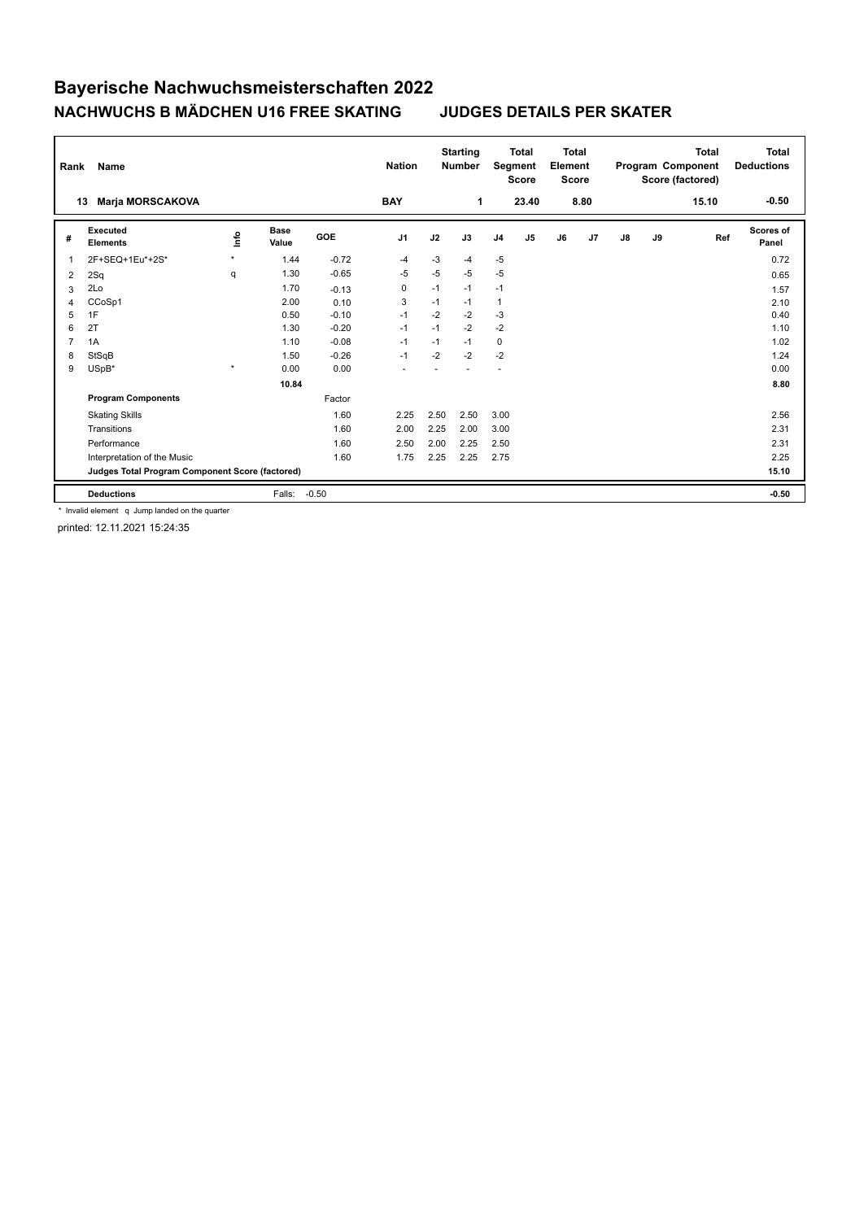# Bayerische Nachwuchsmeisterschaften 2022

## NACHWUCHS B MÄDCHEN U16 FREE SKATING JUDGES DETAILS PER SKATER

| Rank | Name | Nation | Starting Number | Total Segment Score | Total Element Score | Total Program Component Score (factored) | Total Deductions |
|---|---|---|---|---|---|---|---|
| 13 | Marja MORSCAKOVA | BAY | 1 | 23.40 | 8.80 | 15.10 | -0.50 |

| # | Executed Elements | Info | Base Value | GOE | J1 | J2 | J3 | J4 | J5 | J6 | J7 | J8 | J9 | Ref | Scores of Panel |
|---|---|---|---|---|---|---|---|---|---|---|---|---|---|---|---|
| 1 | 2F+SEQ+1Eu*+2S* | * | 1.44 | -0.72 | -4 | -3 | -4 | -5 | | | | | | | 0.72 |
| 2 | 2Sq | q | 1.30 | -0.65 | -5 | -5 | -5 | -5 | | | | | | | 0.65 |
| 3 | 2Lo | | 1.70 | -0.13 | 0 | -1 | -1 | -1 | | | | | | | 1.57 |
| 4 | CCoSp1 | | 2.00 | 0.10 | 3 | -1 | -1 | 1 | | | | | | | 2.10 |
| 5 | 1F | | 0.50 | -0.10 | -1 | -2 | -2 | -3 | | | | | | | 0.40 |
| 6 | 2T | | 1.30 | -0.20 | -1 | -1 | -2 | -2 | | | | | | | 1.10 |
| 7 | 1A | | 1.10 | -0.08 | -1 | -1 | -1 | 0 | | | | | | | 1.02 |
| 8 | StSqB | | 1.50 | -0.26 | -1 | -2 | -2 | -2 | | | | | | | 1.24 |
| 9 | USpB* | * | 0.00 | 0.00 | - | - | - | - | | | | | | | 0.00 |
| | | | 10.84 | | | | | | | | | | | | 8.80 |
| | **Program Components** | | | Factor | | | | | | | | | | | |
| | Skating Skills | | | 1.60 | 2.25 | 2.50 | 2.50 | 3.00 | | | | | | | 2.56 |
| | Transitions | | | 1.60 | 2.00 | 2.25 | 2.00 | 3.00 | | | | | | | 2.31 |
| | Performance | | | 1.60 | 2.50 | 2.00 | 2.25 | 2.50 | | | | | | | 2.31 |
| | Interpretation of the Music | | | 1.60 | 1.75 | 2.25 | 2.25 | 2.75 | | | | | | | 2.25 |
| | **Judges Total Program Component Score (factored)** | | | | | | | | | | | | | | **15.10** |
| | **Deductions** | | Falls: | -0.50 | | | | | | | | | | | **-0.50** |

\* Invalid element q Jump landed on the quarter

printed: 12.11.2021 15:24:35